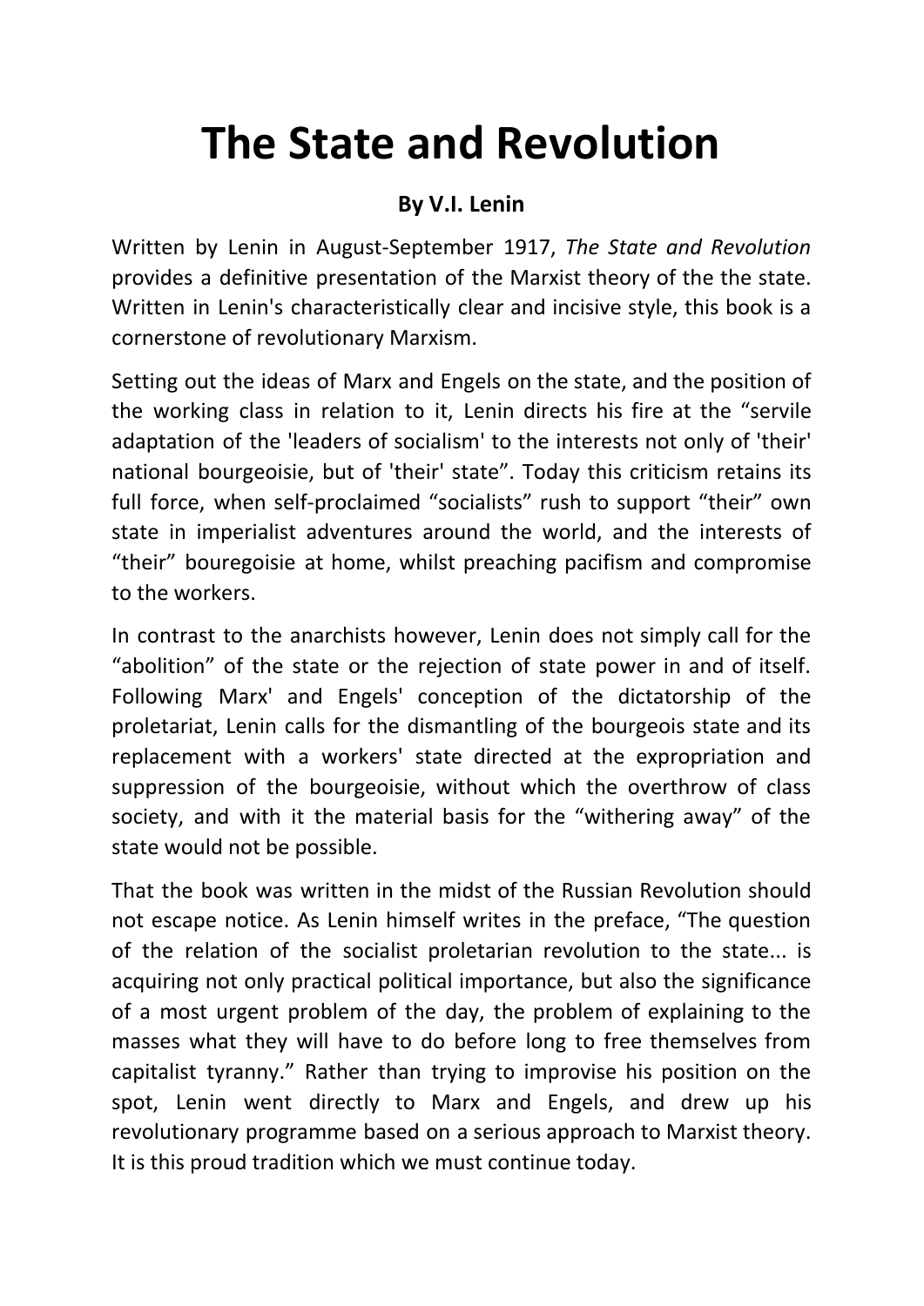# The State and Revolution

**By V.I. Lenin**

Written by Lenin in August-September 1917, *The State and Revolution* provides a definitive presentation of the Marxist theory of the the state. Written in Lenin's characteristically clear and incisive style, this book is a cornerstone of revolutionary Marxism.

Setting out the ideas of Marx and Engels on the state, and the position of the working class in relation to it, Lenin directs his fire at the "servile adaptation of the 'leaders of socialism' to the interests not only of 'their' national bourgeoisie, but of 'their' state". Today this criticism retains its full force, when self-proclaimed "socialists" rush to support "their" own state in imperialist adventures around the world, and the interests of "their" bouregoisie at home, whilst preaching pacifism and compromise to the workers.

In contrast to the anarchists however, Lenin does not simply call for the "abolition" of the state or the rejection of state power in and of itself. Following Marx' and Engels' conception of the dictatorship of the proletariat, Lenin calls for the dismantling of the bourgeois state and its replacement with a workers' state directed at the expropriation and suppression of the bourgeoisie, without which the overthrow of class society, and with it the material basis for the "withering away" of the state would not be possible.

That the book was written in the midst of the Russian Revolution should not escape notice. As Lenin himself writes in the preface, "The question of the relation of the socialist proletarian revolution to the state... is acquiring not only practical political importance, but also the significance of a most urgent problem of the day, the problem of explaining to the masses what they will have to do before long to free themselves from capitalist tyranny." Rather than trying to improvise his position on the spot, Lenin went directly to Marx and Engels, and drew up his revolutionary programme based on a serious approach to Marxist theory. It is this proud tradition which we must continue today.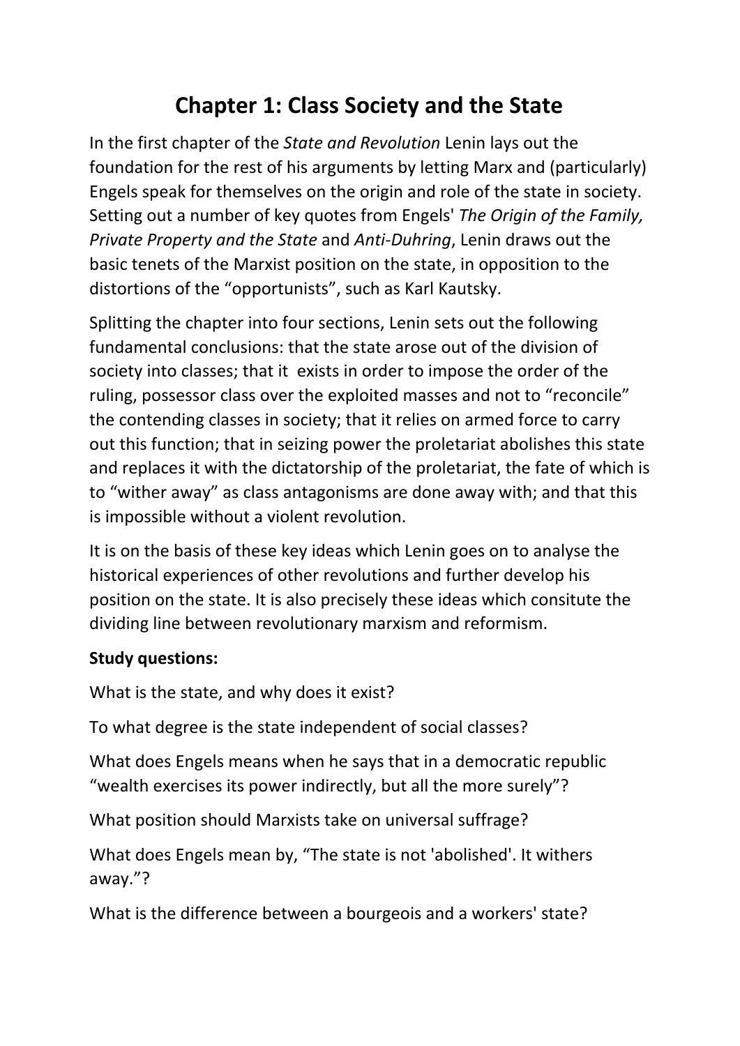# Chapter 1: Class Society and the State

In the first chapter of the *State and Revolution* Lenin lays out the foundation for the rest of his arguments by letting Marx and (particularly) Engels speak for themselves on the origin and role of the state in society. Setting out a number of key quotes from Engels' *The Origin of the Family, Private Property and the State* and *Anti-Duhring*, Lenin draws out the basic tenets of the Marxist position on the state, in opposition to the distortions of the "opportunists", such as Karl Kautsky.

Splitting the chapter into four sections, Lenin sets out the following fundamental conclusions: that the state arose out of the division of society into classes; that it exists in order to impose the order of the ruling, possessor class over the exploited masses and not to "reconcile" the contending classes in society; that it relies on armed force to carry out this function; that in seizing power the proletariat abolishes this state and replaces it with the dictatorship of the proletariat, the fate of which is to "wither away" as class antagonisms are done away with; and that this is impossible without a violent revolution.

It is on the basis of these key ideas which Lenin goes on to analyse the historical experiences of other revolutions and further develop his position on the state. It is also precisely these ideas which consitute the dividing line between revolutionary marxism and reformism.

**Study questions:**

What is the state, and why does it exist?

To what degree is the state independent of social classes?

What does Engels means when he says that in a democratic republic "wealth exercises its power indirectly, but all the more surely"?

What position should Marxists take on universal suffrage?

What does Engels mean by, "The state is not 'abolished'. It withers away."?

What is the difference between a bourgeois and a workers' state?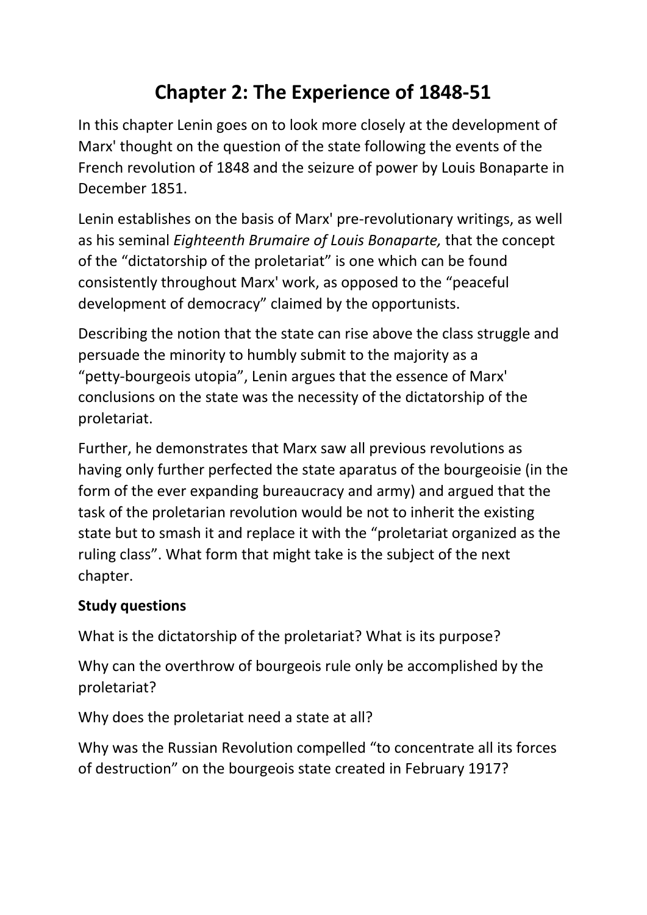# Chapter 2: The Experience of 1848-51

In this chapter Lenin goes on to look more closely at the development of Marx' thought on the question of the state following the events of the French revolution of 1848 and the seizure of power by Louis Bonaparte in December 1851.

Lenin establishes on the basis of Marx' pre-revolutionary writings, as well as his seminal *Eighteenth Brumaire of Louis Bonaparte,* that the concept of the “dictatorship of the proletariat” is one which can be found consistently throughout Marx' work, as opposed to the “peaceful development of democracy” claimed by the opportunists.

Describing the notion that the state can rise above the class struggle and persuade the minority to humbly submit to the majority as a “petty-bourgeois utopia”, Lenin argues that the essence of Marx' conclusions on the state was the necessity of the dictatorship of the proletariat.

Further, he demonstrates that Marx saw all previous revolutions as having only further perfected the state aparatus of the bourgeoisie (in the form of the ever expanding bureaucracy and army) and argued that the task of the proletarian revolution would be not to inherit the existing state but to smash it and replace it with the “proletariat organized as the ruling class”. What form that might take is the subject of the next chapter.

**Study questions**

What is the dictatorship of the proletariat? What is its purpose?

Why can the overthrow of bourgeois rule only be accomplished by the proletariat?

Why does the proletariat need a state at all?

Why was the Russian Revolution compelled “to concentrate all its forces of destruction” on the bourgeois state created in February 1917?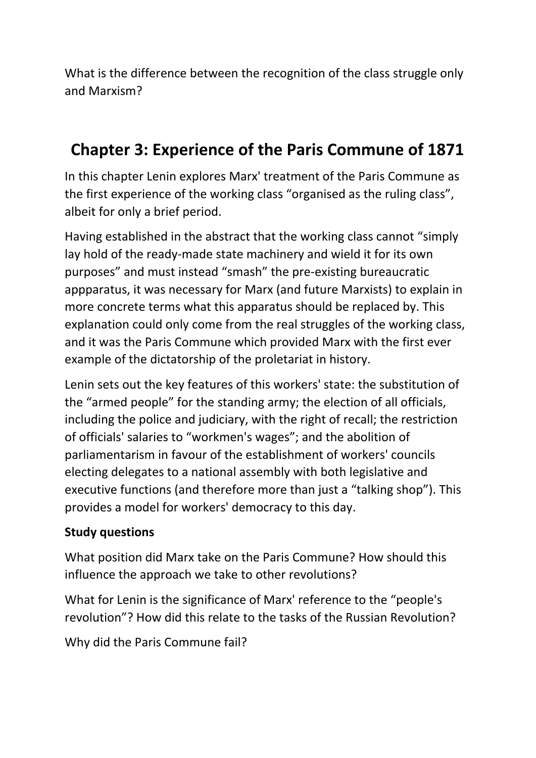What is the difference between the recognition of the class struggle only and Marxism?

## Chapter 3: Experience of the Paris Commune of 1871

In this chapter Lenin explores Marx' treatment of the Paris Commune as the first experience of the working class "organised as the ruling class", albeit for only a brief period.

Having established in the abstract that the working class cannot "simply lay hold of the ready-made state machinery and wield it for its own purposes" and must instead "smash" the pre-existing bureaucratic appparatus, it was necessary for Marx (and future Marxists) to explain in more concrete terms what this apparatus should be replaced by. This explanation could only come from the real struggles of the working class, and it was the Paris Commune which provided Marx with the first ever example of the dictatorship of the proletariat in history.

Lenin sets out the key features of this workers' state: the substitution of the "armed people" for the standing army; the election of all officials, including the police and judiciary, with the right of recall; the restriction of officials' salaries to "workmen's wages"; and the abolition of parliamentarism in favour of the establishment of workers' councils electing delegates to a national assembly with both legislative and executive functions (and therefore more than just a "talking shop"). This provides a model for workers' democracy to this day.

**Study questions**

What position did Marx take on the Paris Commune? How should this influence the approach we take to other revolutions?

What for Lenin is the significance of Marx' reference to the "people's revolution"? How did this relate to the tasks of the Russian Revolution?

Why did the Paris Commune fail?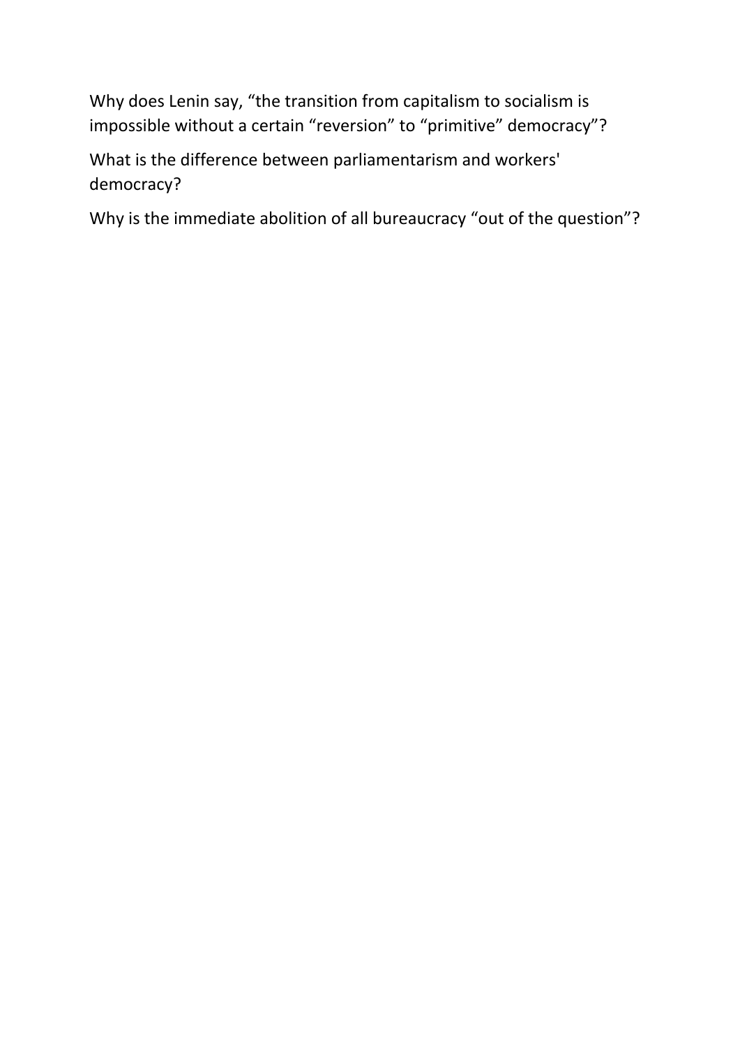Why does Lenin say, “the transition from capitalism to socialism is impossible without a certain “reversion” to “primitive” democracy”?

What is the difference between parliamentarism and workers' democracy?

Why is the immediate abolition of all bureaucracy “out of the question”?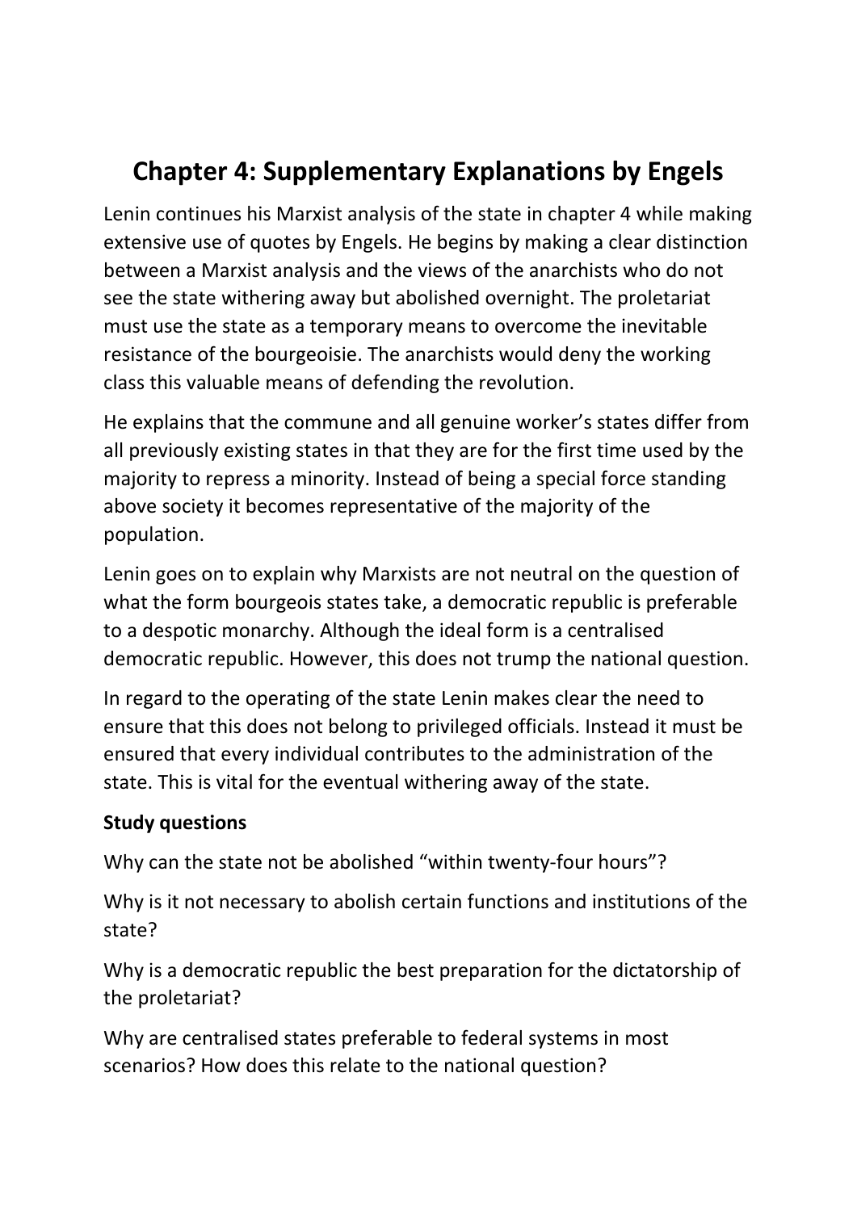# Chapter 4: Supplementary Explanations by Engels

Lenin continues his Marxist analysis of the state in chapter 4 while making extensive use of quotes by Engels. He begins by making a clear distinction between a Marxist analysis and the views of the anarchists who do not see the state withering away but abolished overnight. The proletariat must use the state as a temporary means to overcome the inevitable resistance of the bourgeoisie. The anarchists would deny the working class this valuable means of defending the revolution.

He explains that the commune and all genuine worker's states differ from all previously existing states in that they are for the first time used by the majority to repress a minority. Instead of being a special force standing above society it becomes representative of the majority of the population.

Lenin goes on to explain why Marxists are not neutral on the question of what the form bourgeois states take, a democratic republic is preferable to a despotic monarchy. Although the ideal form is a centralised democratic republic. However, this does not trump the national question.

In regard to the operating of the state Lenin makes clear the need to ensure that this does not belong to privileged officials. Instead it must be ensured that every individual contributes to the administration of the state. This is vital for the eventual withering away of the state.

**Study questions**

Why can the state not be abolished "within twenty-four hours"?

Why is it not necessary to abolish certain functions and institutions of the state?

Why is a democratic republic the best preparation for the dictatorship of the proletariat?

Why are centralised states preferable to federal systems in most scenarios? How does this relate to the national question?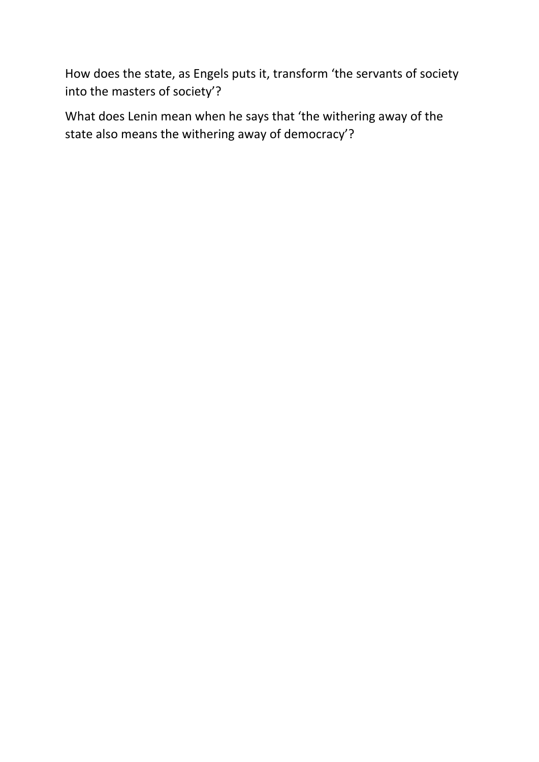How does the state, as Engels puts it, transform ‘the servants of society into the masters of society’?

What does Lenin mean when he says that ‘the withering away of the state also means the withering away of democracy’?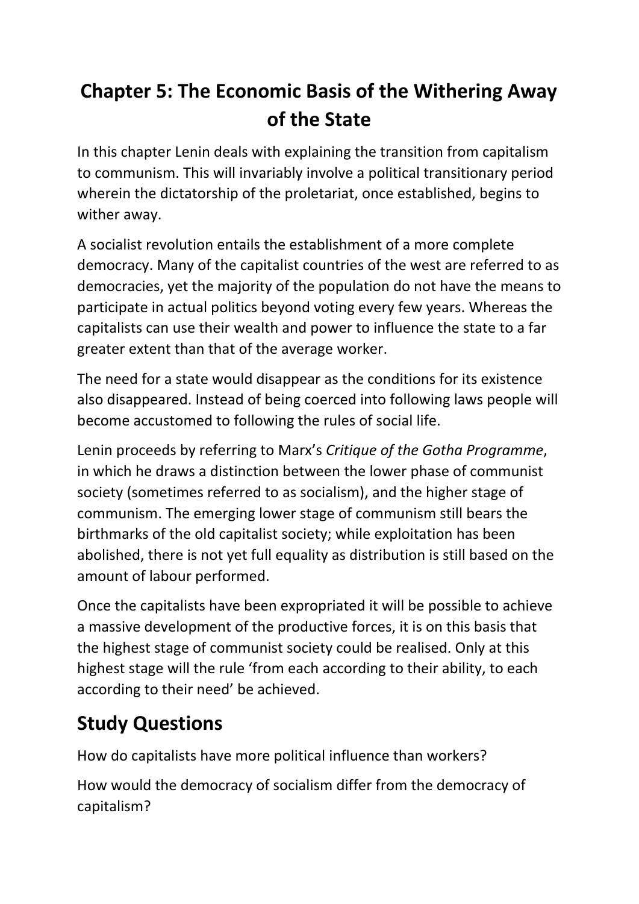# Chapter 5: The Economic Basis of the Withering Away of the State

In this chapter Lenin deals with explaining the transition from capitalism to communism. This will invariably involve a political transitionary period wherein the dictatorship of the proletariat, once established, begins to wither away.

A socialist revolution entails the establishment of a more complete democracy. Many of the capitalist countries of the west are referred to as democracies, yet the majority of the population do not have the means to participate in actual politics beyond voting every few years. Whereas the capitalists can use their wealth and power to influence the state to a far greater extent than that of the average worker.

The need for a state would disappear as the conditions for its existence also disappeared. Instead of being coerced into following laws people will become accustomed to following the rules of social life.

Lenin proceeds by referring to Marx's *Critique of the Gotha Programme*, in which he draws a distinction between the lower phase of communist society (sometimes referred to as socialism), and the higher stage of communism. The emerging lower stage of communism still bears the birthmarks of the old capitalist society; while exploitation has been abolished, there is not yet full equality as distribution is still based on the amount of labour performed.

Once the capitalists have been expropriated it will be possible to achieve a massive development of the productive forces, it is on this basis that the highest stage of communist society could be realised. Only at this highest stage will the rule 'from each according to their ability, to each according to their need' be achieved.

## Study Questions

How do capitalists have more political influence than workers?

How would the democracy of socialism differ from the democracy of capitalism?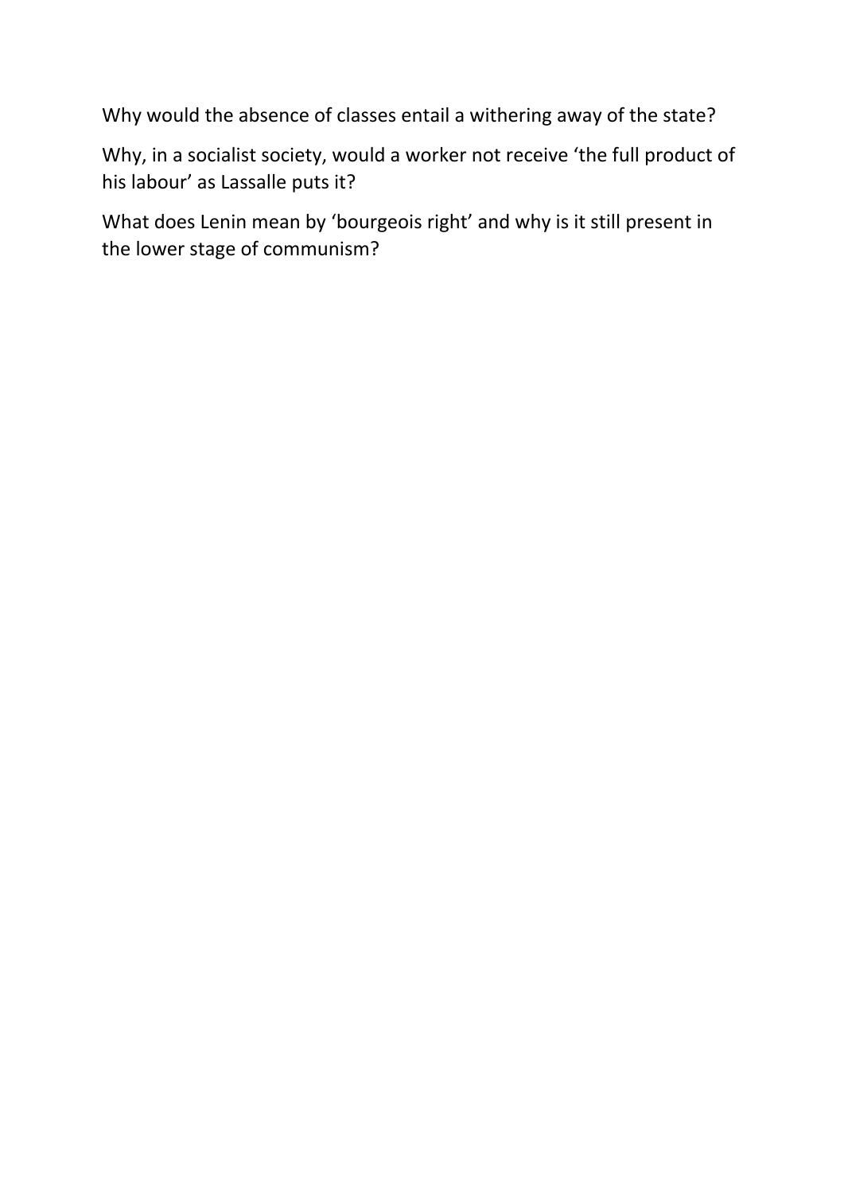Why would the absence of classes entail a withering away of the state?

Why, in a socialist society, would a worker not receive 'the full product of his labour' as Lassalle puts it?

What does Lenin mean by 'bourgeois right' and why is it still present in the lower stage of communism?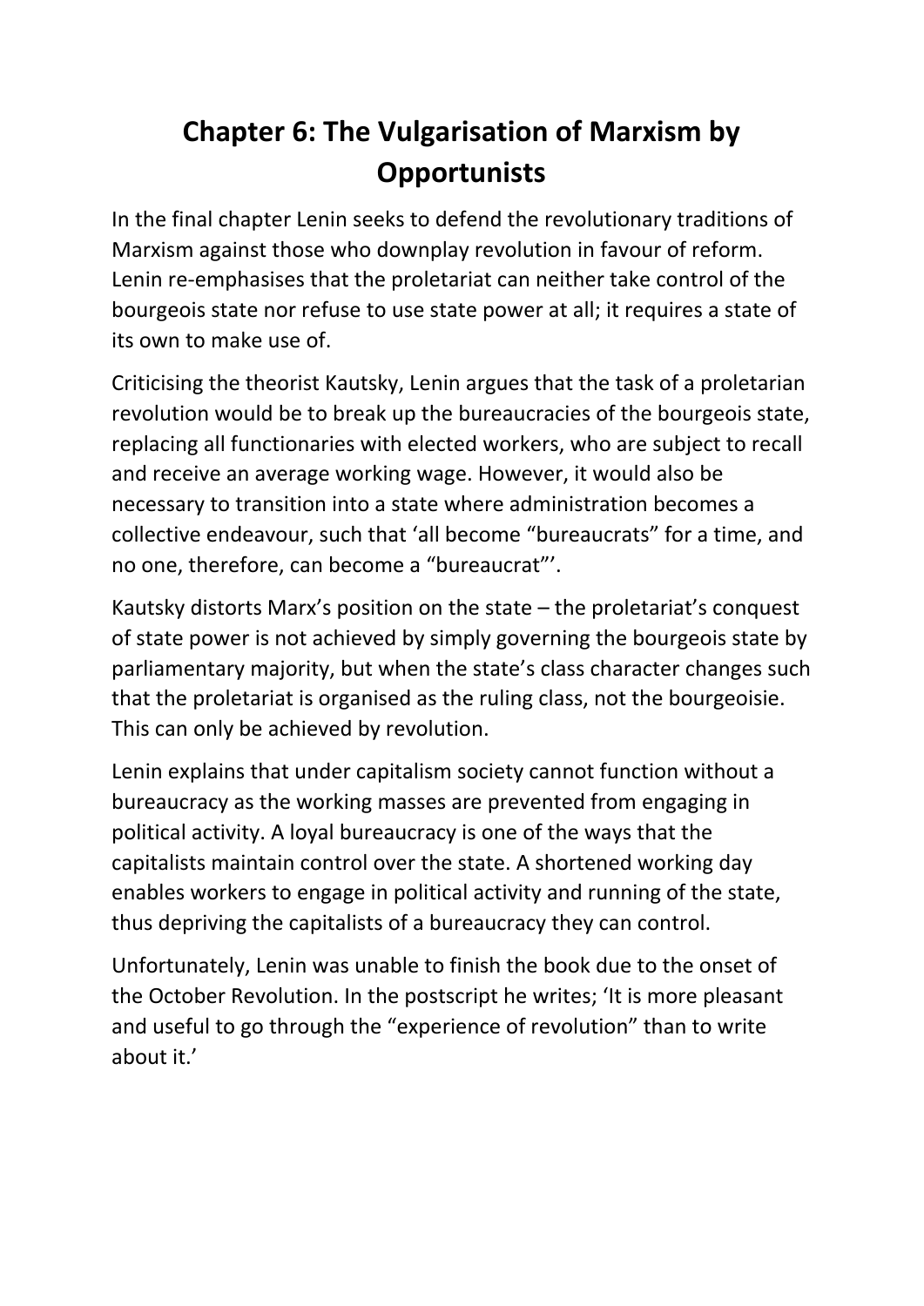# Chapter 6: The Vulgarisation of Marxism by Opportunists

In the final chapter Lenin seeks to defend the revolutionary traditions of Marxism against those who downplay revolution in favour of reform. Lenin re-emphasises that the proletariat can neither take control of the bourgeois state nor refuse to use state power at all; it requires a state of its own to make use of.

Criticising the theorist Kautsky, Lenin argues that the task of a proletarian revolution would be to break up the bureaucracies of the bourgeois state, replacing all functionaries with elected workers, who are subject to recall and receive an average working wage. However, it would also be necessary to transition into a state where administration becomes a collective endeavour, such that 'all become "bureaucrats" for a time, and no one, therefore, can become a "bureaucrat"'.

Kautsky distorts Marx's position on the state – the proletariat's conquest of state power is not achieved by simply governing the bourgeois state by parliamentary majority, but when the state's class character changes such that the proletariat is organised as the ruling class, not the bourgeoisie. This can only be achieved by revolution.

Lenin explains that under capitalism society cannot function without a bureaucracy as the working masses are prevented from engaging in political activity. A loyal bureaucracy is one of the ways that the capitalists maintain control over the state. A shortened working day enables workers to engage in political activity and running of the state, thus depriving the capitalists of a bureaucracy they can control.

Unfortunately, Lenin was unable to finish the book due to the onset of the October Revolution. In the postscript he writes; 'It is more pleasant and useful to go through the "experience of revolution" than to write about it.'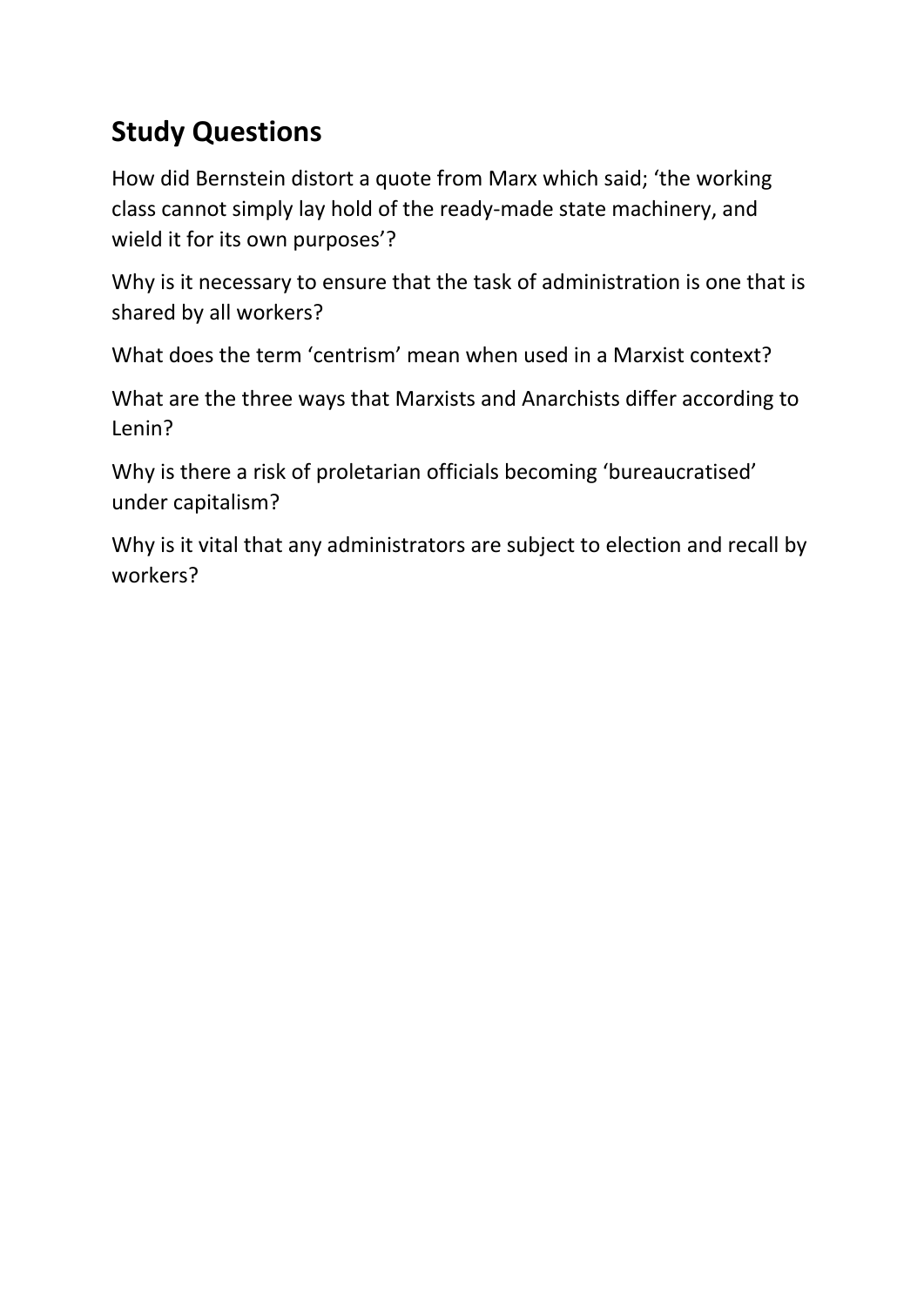## Study Questions

How did Bernstein distort a quote from Marx which said; 'the working class cannot simply lay hold of the ready-made state machinery, and wield it for its own purposes'?

Why is it necessary to ensure that the task of administration is one that is shared by all workers?

What does the term 'centrism' mean when used in a Marxist context?

What are the three ways that Marxists and Anarchists differ according to Lenin?

Why is there a risk of proletarian officials becoming 'bureaucratised' under capitalism?

Why is it vital that any administrators are subject to election and recall by workers?